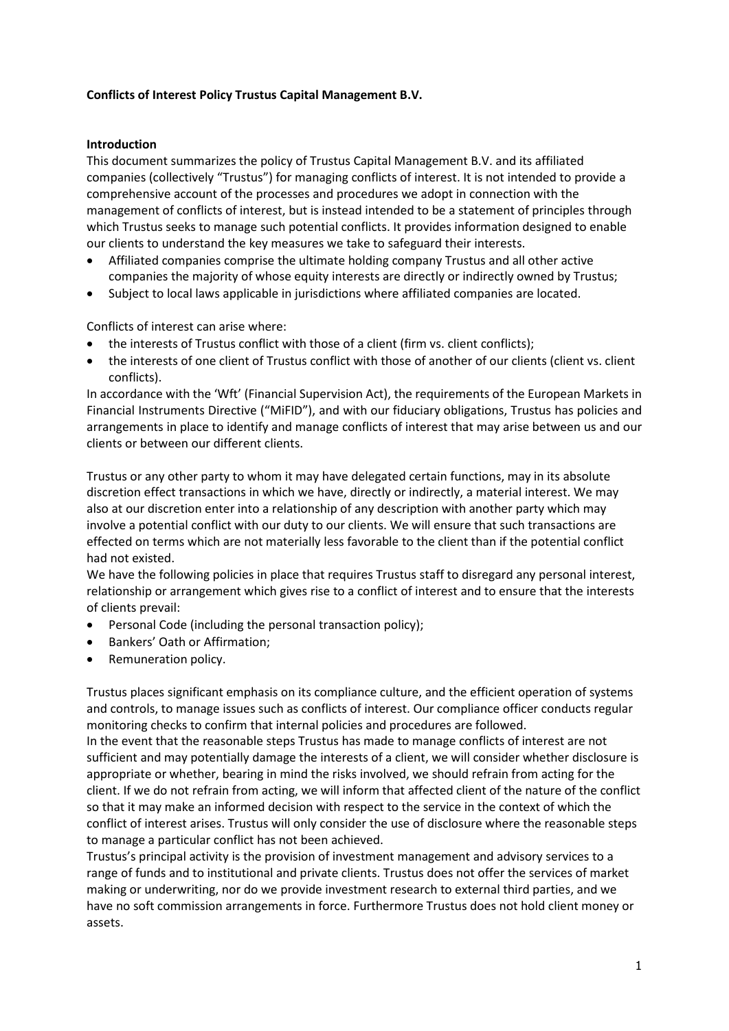**Conflicts of Interest Policy Trustus Capital Management B.V.**

**Introduction**

This document summarizes the policy of Trustus Capital Management B.V. and its affiliated companies (collectively "Trustus") for managing conflicts of interest. It is not intended to provide a comprehensive account of the processes and procedures we adopt in connection with the management of conflicts of interest, but is instead intended to be a statement of principles through which Trustus seeks to manage such potential conflicts. It provides information designed to enable our clients to understand the key measures we take to safeguard their interests.

- Affiliated companies comprise the ultimate holding company Trustus and all other active companies the majority of whose equity interests are directly or indirectly owned by Trustus;
- Subject to local laws applicable in jurisdictions where affiliated companies are located.

Conflicts of interest can arise where:

- the interests of Trustus conflict with those of a client (firm vs. client conflicts);
- the interests of one client of Trustus conflict with those of another of our clients (client vs. client conflicts).

In accordance with the 'Wft' (Financial Supervision Act), the requirements of the European Markets in Financial Instruments Directive ("MiFID"), and with our fiduciary obligations, Trustus has policies and arrangements in place to identify and manage conflicts of interest that may arise between us and our clients or between our different clients.

Trustus or any other party to whom it may have delegated certain functions, may in its absolute discretion effect transactions in which we have, directly or indirectly, a material interest. We may also at our discretion enter into a relationship of any description with another party which may involve a potential conflict with our duty to our clients. We will ensure that such transactions are effected on terms which are not materially less favorable to the client than if the potential conflict had not existed.

We have the following policies in place that requires Trustus staff to disregard any personal interest, relationship or arrangement which gives rise to a conflict of interest and to ensure that the interests of clients prevail:

- Personal Code (including the personal transaction policy);
- Bankers' Oath or Affirmation;
- Remuneration policy.

Trustus places significant emphasis on its compliance culture, and the efficient operation of systems and controls, to manage issues such as conflicts of interest. Our compliance officer conducts regular monitoring checks to confirm that internal policies and procedures are followed.

In the event that the reasonable steps Trustus has made to manage conflicts of interest are not sufficient and may potentially damage the interests of a client, we will consider whether disclosure is appropriate or whether, bearing in mind the risks involved, we should refrain from acting for the client. If we do not refrain from acting, we will inform that affected client of the nature of the conflict so that it may make an informed decision with respect to the service in the context of which the conflict of interest arises. Trustus will only consider the use of disclosure where the reasonable steps to manage a particular conflict has not been achieved.

Trustus's principal activity is the provision of investment management and advisory services to a range of funds and to institutional and private clients. Trustus does not offer the services of market making or underwriting, nor do we provide investment research to external third parties, and we have no soft commission arrangements in force. Furthermore Trustus does not hold client money or assets.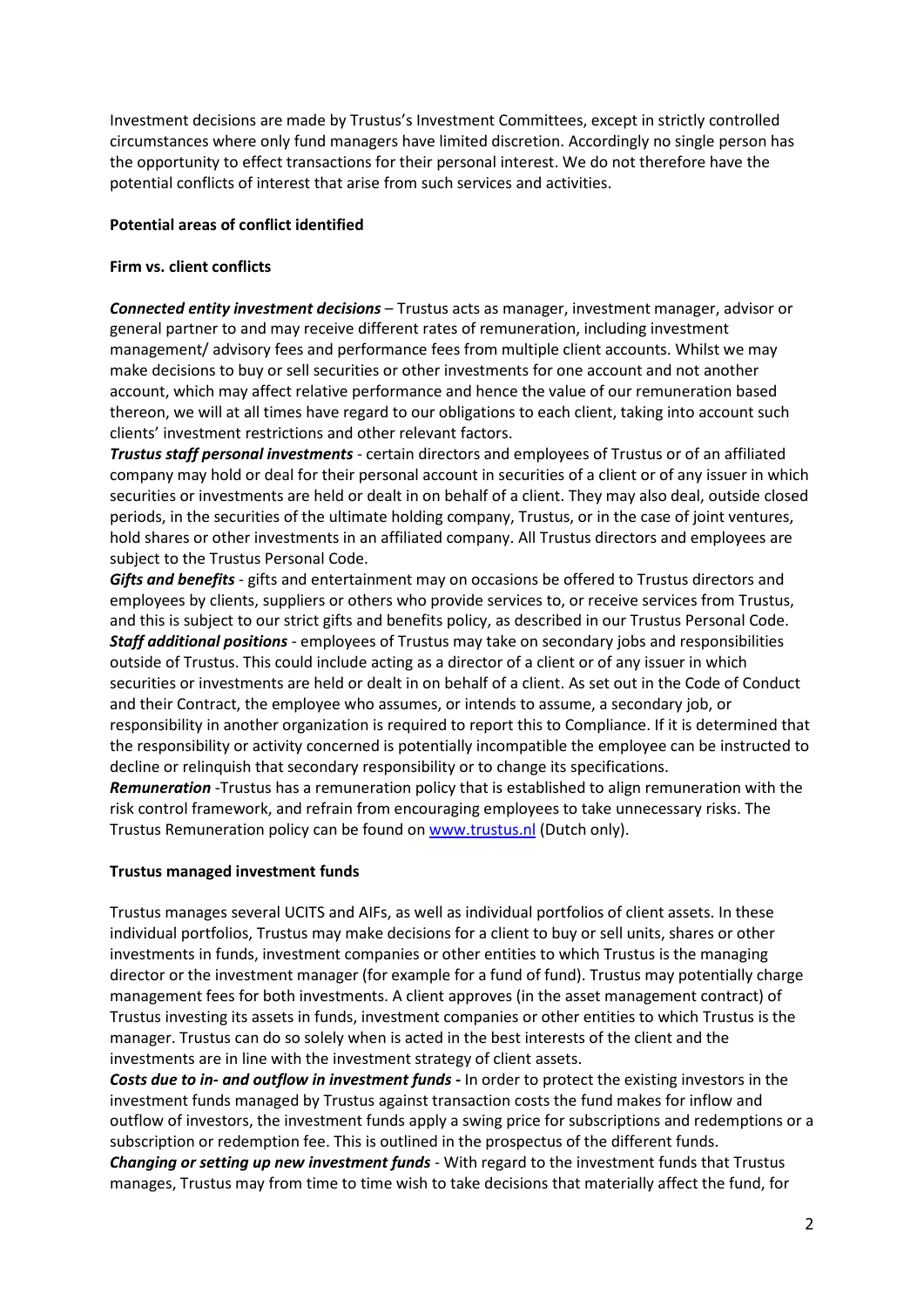Investment decisions are made by Trustus's Investment Committees, except in strictly controlled circumstances where only fund managers have limited discretion. Accordingly no single person has the opportunity to effect transactions for their personal interest. We do not therefore have the potential conflicts of interest that arise from such services and activities.

**Potential areas of conflict identified**

**Firm vs. client conflicts**

***Connected entity investment decisions*** – Trustus acts as manager, investment manager, advisor or general partner to and may receive different rates of remuneration, including investment management/ advisory fees and performance fees from multiple client accounts. Whilst we may make decisions to buy or sell securities or other investments for one account and not another account, which may affect relative performance and hence the value of our remuneration based thereon, we will at all times have regard to our obligations to each client, taking into account such clients' investment restrictions and other relevant factors.

***Trustus staff personal investments*** - certain directors and employees of Trustus or of an affiliated company may hold or deal for their personal account in securities of a client or of any issuer in which securities or investments are held or dealt in on behalf of a client. They may also deal, outside closed periods, in the securities of the ultimate holding company, Trustus, or in the case of joint ventures, hold shares or other investments in an affiliated company. All Trustus directors and employees are subject to the Trustus Personal Code.

***Gifts and benefits*** - gifts and entertainment may on occasions be offered to Trustus directors and employees by clients, suppliers or others who provide services to, or receive services from Trustus, and this is subject to our strict gifts and benefits policy, as described in our Trustus Personal Code.

***Staff additional positions*** - employees of Trustus may take on secondary jobs and responsibilities outside of Trustus. This could include acting as a director of a client or of any issuer in which securities or investments are held or dealt in on behalf of a client. As set out in the Code of Conduct and their Contract, the employee who assumes, or intends to assume, a secondary job, or responsibility in another organization is required to report this to Compliance. If it is determined that the responsibility or activity concerned is potentially incompatible the employee can be instructed to decline or relinquish that secondary responsibility or to change its specifications.

***Remuneration*** -Trustus has a remuneration policy that is established to align remuneration with the risk control framework, and refrain from encouraging employees to take unnecessary risks. The Trustus Remuneration policy can be found on [www.trustus.nl](http://www.trustus.nl) (Dutch only).

**Trustus managed investment funds**

Trustus manages several UCITS and AIFs, as well as individual portfolios of client assets. In these individual portfolios, Trustus may make decisions for a client to buy or sell units, shares or other investments in funds, investment companies or other entities to which Trustus is the managing director or the investment manager (for example for a fund of fund). Trustus may potentially charge management fees for both investments. A client approves (in the asset management contract) of Trustus investing its assets in funds, investment companies or other entities to which Trustus is the manager. Trustus can do so solely when is acted in the best interests of the client and the investments are in line with the investment strategy of client assets.

***Costs due to in- and outflow in investment funds -*** In order to protect the existing investors in the investment funds managed by Trustus against transaction costs the fund makes for inflow and outflow of investors, the investment funds apply a swing price for subscriptions and redemptions or a subscription or redemption fee. This is outlined in the prospectus of the different funds.

***Changing or setting up new investment funds*** - With regard to the investment funds that Trustus manages, Trustus may from time to time wish to take decisions that materially affect the fund, for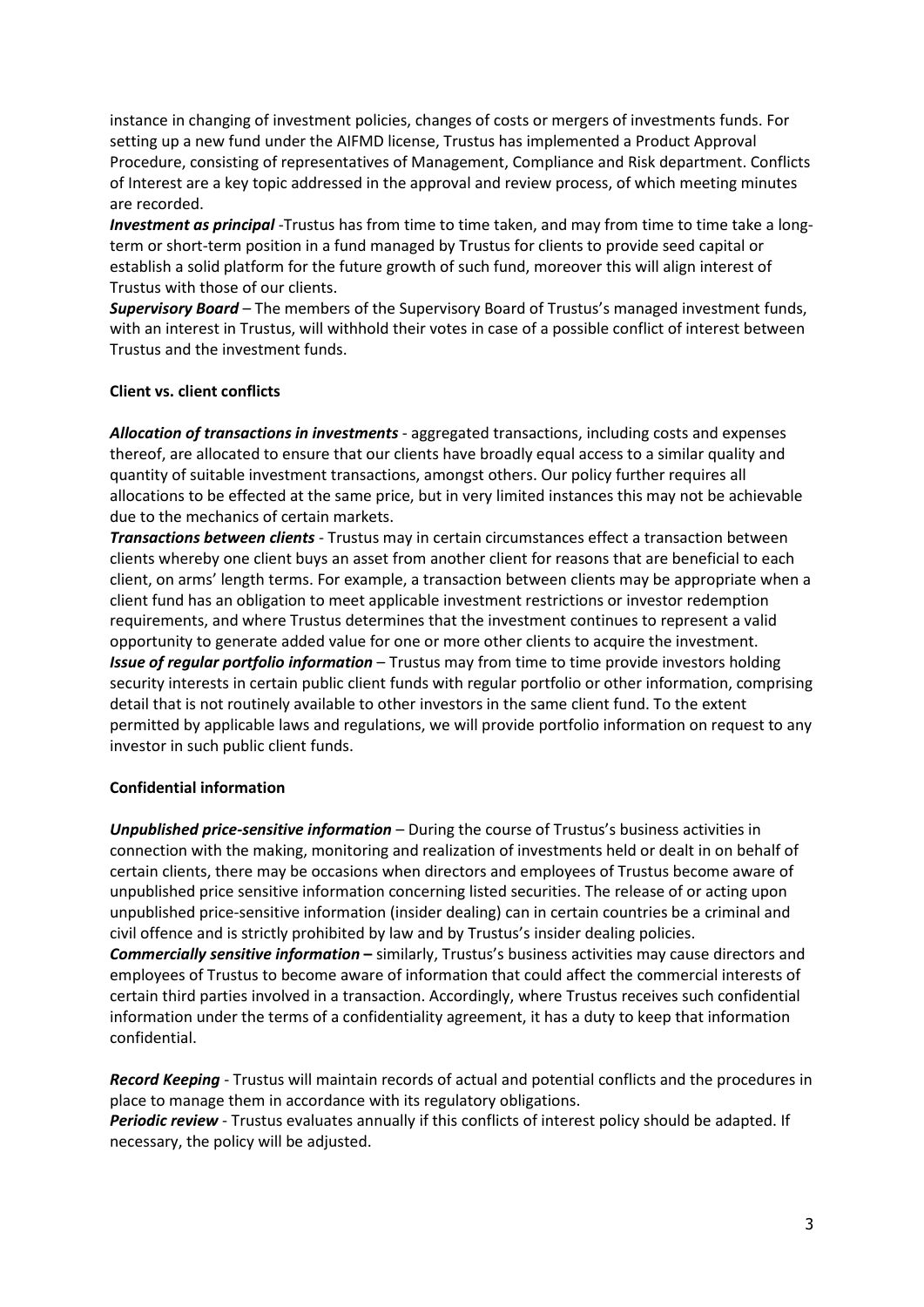instance in changing of investment policies, changes of costs or mergers of investments funds. For setting up a new fund under the AIFMD license, Trustus has implemented a Product Approval Procedure, consisting of representatives of Management, Compliance and Risk department. Conflicts of Interest are a key topic addressed in the approval and review process, of which meeting minutes are recorded.

***Investment as principal*** -Trustus has from time to time taken, and may from time to time take a long-term or short-term position in a fund managed by Trustus for clients to provide seed capital or establish a solid platform for the future growth of such fund, moreover this will align interest of Trustus with those of our clients.

***Supervisory Board*** – The members of the Supervisory Board of Trustus's managed investment funds, with an interest in Trustus, will withhold their votes in case of a possible conflict of interest between Trustus and the investment funds.

**Client vs. client conflicts**

***Allocation of transactions in investments*** - aggregated transactions, including costs and expenses thereof, are allocated to ensure that our clients have broadly equal access to a similar quality and quantity of suitable investment transactions, amongst others. Our policy further requires all allocations to be effected at the same price, but in very limited instances this may not be achievable due to the mechanics of certain markets.

***Transactions between clients*** - Trustus may in certain circumstances effect a transaction between clients whereby one client buys an asset from another client for reasons that are beneficial to each client, on arms' length terms. For example, a transaction between clients may be appropriate when a client fund has an obligation to meet applicable investment restrictions or investor redemption requirements, and where Trustus determines that the investment continues to represent a valid opportunity to generate added value for one or more other clients to acquire the investment.

***Issue of regular portfolio information*** – Trustus may from time to time provide investors holding security interests in certain public client funds with regular portfolio or other information, comprising detail that is not routinely available to other investors in the same client fund. To the extent permitted by applicable laws and regulations, we will provide portfolio information on request to any investor in such public client funds.

**Confidential information**

***Unpublished price-sensitive information*** – During the course of Trustus's business activities in connection with the making, monitoring and realization of investments held or dealt in on behalf of certain clients, there may be occasions when directors and employees of Trustus become aware of unpublished price sensitive information concerning listed securities. The release of or acting upon unpublished price-sensitive information (insider dealing) can in certain countries be a criminal and civil offence and is strictly prohibited by law and by Trustus's insider dealing policies.

***Commercially sensitive information –*** similarly, Trustus's business activities may cause directors and employees of Trustus to become aware of information that could affect the commercial interests of certain third parties involved in a transaction. Accordingly, where Trustus receives such confidential information under the terms of a confidentiality agreement, it has a duty to keep that information confidential.

***Record Keeping*** - Trustus will maintain records of actual and potential conflicts and the procedures in place to manage them in accordance with its regulatory obligations.

***Periodic review*** - Trustus evaluates annually if this conflicts of interest policy should be adapted. If necessary, the policy will be adjusted.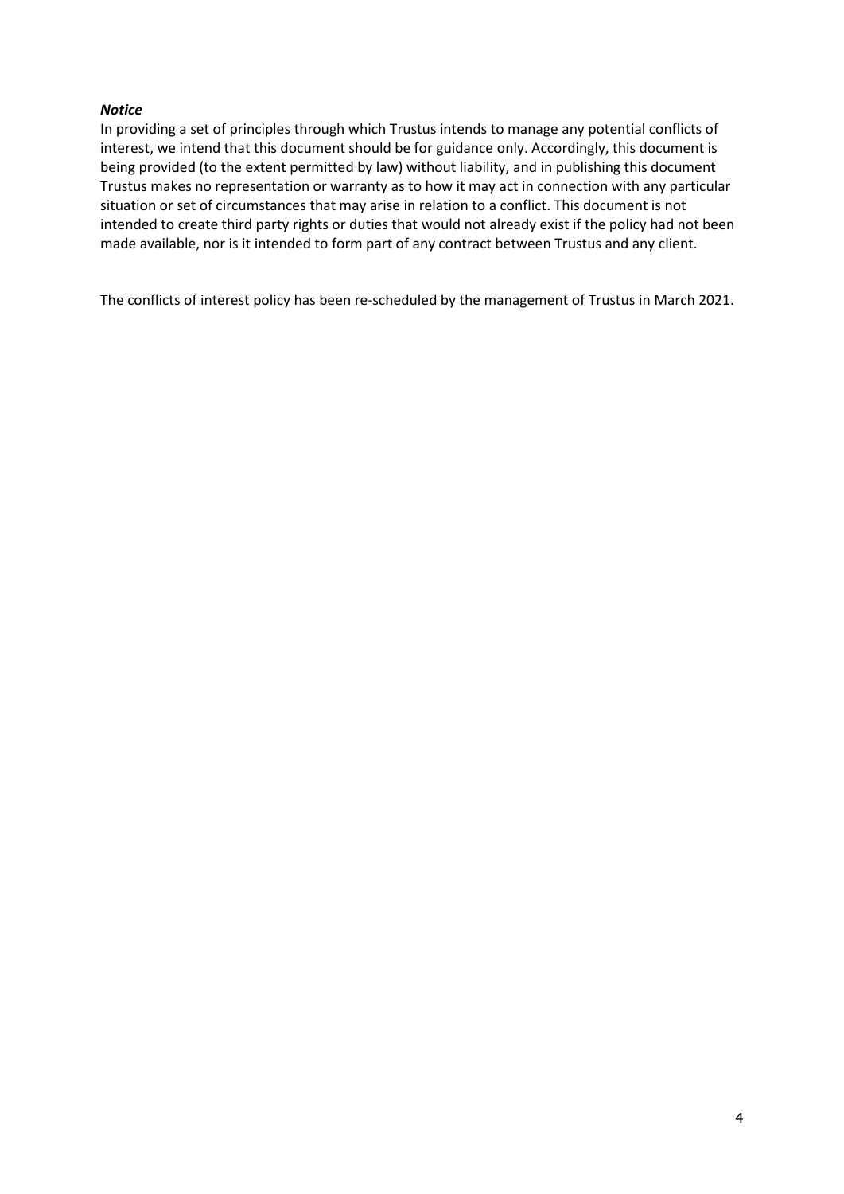***Notice***

In providing a set of principles through which Trustus intends to manage any potential conflicts of interest, we intend that this document should be for guidance only. Accordingly, this document is being provided (to the extent permitted by law) without liability, and in publishing this document Trustus makes no representation or warranty as to how it may act in connection with any particular situation or set of circumstances that may arise in relation to a conflict. This document is not intended to create third party rights or duties that would not already exist if the policy had not been made available, nor is it intended to form part of any contract between Trustus and any client.

The conflicts of interest policy has been re-scheduled by the management of Trustus in March 2021.